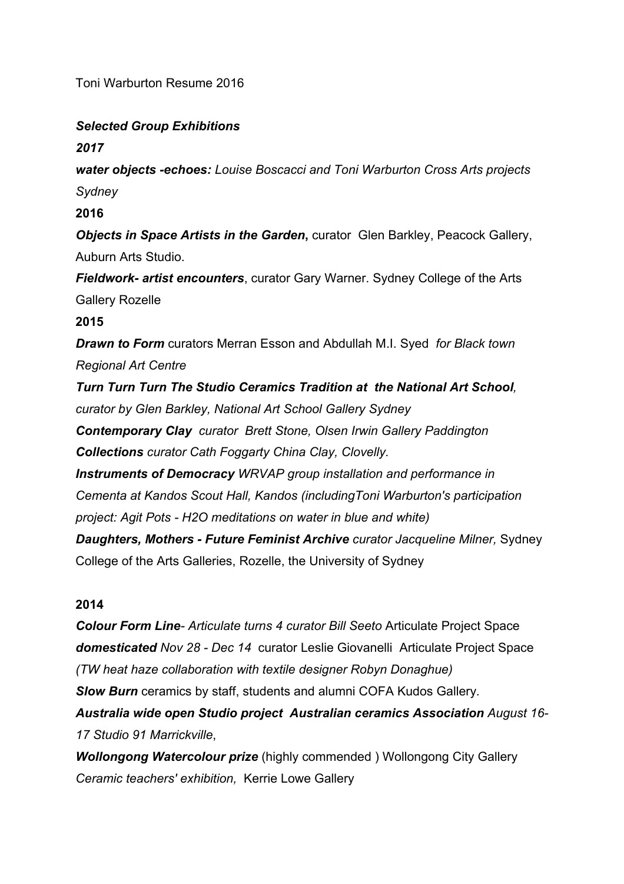Toni Warburton Resume 2016

***Selected Group Exhibitions***

***2017***

***water objects -echoes:*** *Louise Boscacci and Toni Warburton Cross Arts projects Sydney*

**2016**

***Objects in Space Artists in the Garden*,** curator Glen Barkley, Peacock Gallery, Auburn Arts Studio.

***Fieldwork- artist encounters***, curator Gary Warner. Sydney College of the Arts Gallery Rozelle

**2015**

***Drawn to Form*** curators Merran Esson and Abdullah M.I. Syed *for Black town Regional Art Centre*

***Turn Turn Turn The Studio Ceramics Tradition at the National Art School****, curator by Glen Barkley, National Art School Gallery Sydney*

***Contemporary Clay*** *curator Brett Stone, Olsen Irwin Gallery Paddington*

***Collections*** *curator Cath Foggarty China Clay, Clovelly.*

***Instruments of Democracy*** *WRVAP group installation and performance in Cementa at Kandos Scout Hall, Kandos (includingToni Warburton's participation project: Agit Pots - H2O meditations on water in blue and white)*

***Daughters, Mothers - Future Feminist Archive*** *curator Jacqueline Milner,* Sydney College of the Arts Galleries, Rozelle, the University of Sydney

**2014**

***Colour Form Line****- Articulate turns 4 curator Bill Seeto* Articulate Project Space

***domesticated*** *Nov 28 - Dec 14* curator Leslie Giovanelli Articulate Project Space *(TW heat haze collaboration with textile designer Robyn Donaghue)*

***Slow Burn*** ceramics by staff, students and alumni COFA Kudos Gallery.

***Australia wide open Studio project Australian ceramics Association*** *August 16-17 Studio 91 Marrickville*,

***Wollongong Watercolour prize*** (highly commended ) Wollongong City Gallery

*Ceramic teachers' exhibition,* Kerrie Lowe Gallery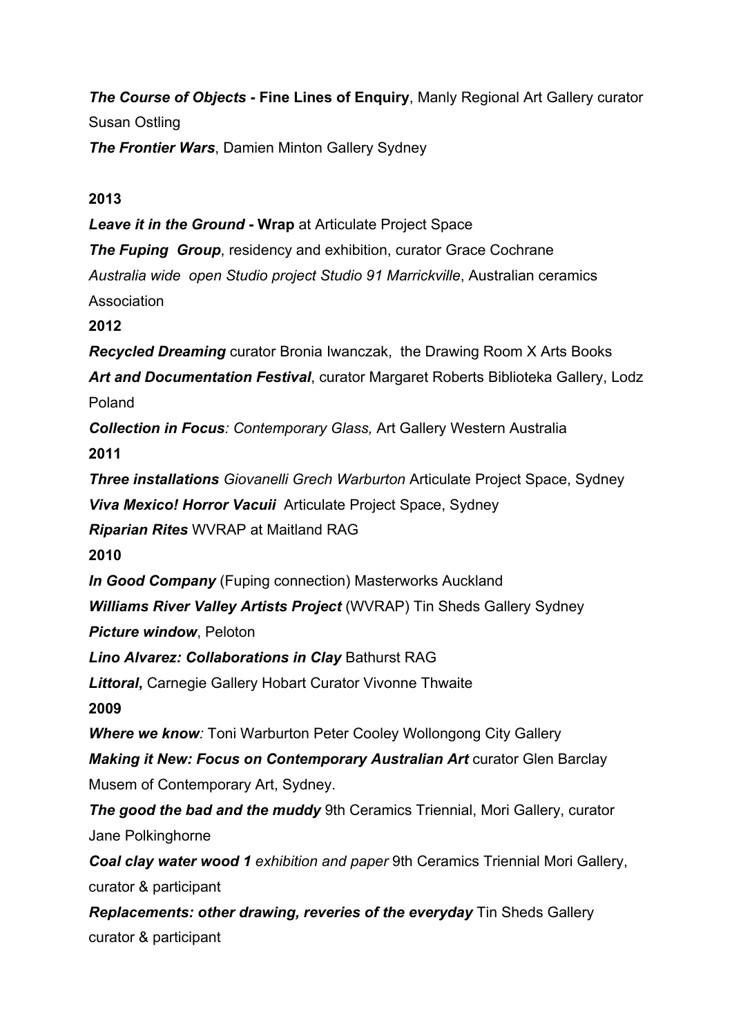***The Course of Objects* - Fine Lines of Enquiry**, Manly Regional Art Gallery curator Susan Ostling

***The Frontier Wars***, Damien Minton Gallery Sydney

**2013**

***Leave it in the Ground* - Wrap** at Articulate Project Space

***The Fuping Group***, residency and exhibition, curator Grace Cochrane

*Australia wide open Studio project Studio 91 Marrickville*, Australian ceramics Association

**2012**

***Recycled Dreaming*** curator Bronia Iwanczak, the Drawing Room X Arts Books

***Art and Documentation Festival***, curator Margaret Roberts Biblioteka Gallery, Lodz Poland

***Collection in Focus****: Contemporary Glass,* Art Gallery Western Australia

**2011**

***Three installations*** *Giovanelli Grech Warburton* Articulate Project Space, Sydney

***Viva Mexico! Horror Vacuii*** Articulate Project Space, Sydney

***Riparian Rites*** WVRAP at Maitland RAG

**2010**

***In Good Company*** (Fuping connection) Masterworks Auckland

***Williams River Valley Artists Project*** (WVRAP) Tin Sheds Gallery Sydney

***Picture window***, Peloton

***Lino Alvarez: Collaborations in Clay*** Bathurst RAG

***Littoral*****,** Carnegie Gallery Hobart Curator Vivonne Thwaite

**2009**

***Where we know****:* Toni Warburton Peter Cooley Wollongong City Gallery

***Making it New: Focus on Contemporary Australian Art*** curator Glen Barclay Musem of Contemporary Art, Sydney.

***The good the bad and the muddy*** 9th Ceramics Triennial, Mori Gallery, curator Jane Polkinghorne

***Coal clay water wood 1*** *exhibition and paper* 9th Ceramics Triennial Mori Gallery, curator & participant

***Replacements: other drawing, reveries of the everyday*** Tin Sheds Gallery curator & participant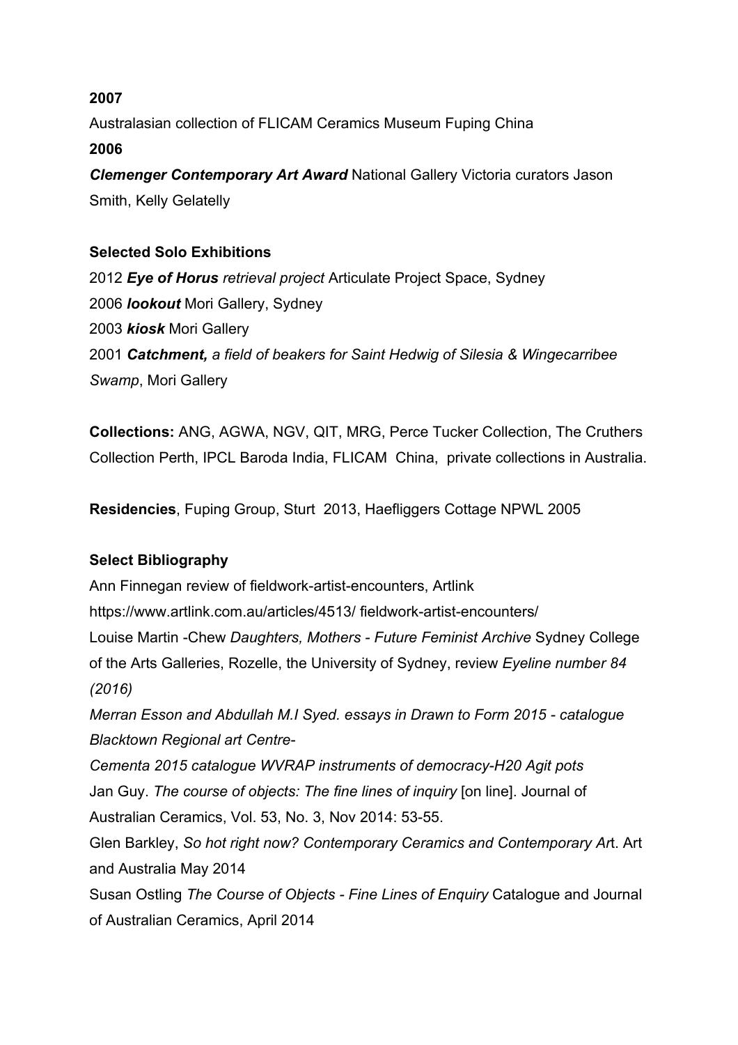**2007**

Australasian collection of FLICAM Ceramics Museum Fuping China

**2006**

***Clemenger Contemporary Art Award*** National Gallery Victoria curators Jason Smith, Kelly Gelatelly

**Selected Solo Exhibitions**

2012 ***Eye of Horus*** *retrieval project* Articulate Project Space, Sydney
2006 ***lookout*** Mori Gallery, Sydney
2003 ***kiosk*** Mori Gallery
2001 ***Catchment,*** *a field of beakers for Saint Hedwig of Silesia & Wingecarribee Swamp*, Mori Gallery

**Collections:** ANG, AGWA, NGV, QIT, MRG, Perce Tucker Collection, The Cruthers Collection Perth, IPCL Baroda India, FLICAM China, private collections in Australia.

**Residencies**, Fuping Group, Sturt 2013, Haefliggers Cottage NPWL 2005

**Select Bibliography**

Ann Finnegan review of fieldwork-artist-encounters, Artlink
https://www.artlink.com.au/articles/4513/ fieldwork-artist-encounters/
Louise Martin -Chew *Daughters, Mothers - Future Feminist Archive* Sydney College of the Arts Galleries, Rozelle, the University of Sydney, review *Eyeline number 84 (2016)*
*Merran Esson and Abdullah M.I Syed. essays in Drawn to Form 2015 - catalogue Blacktown Regional art Centre-*
*Cementa 2015 catalogue WVRAP instruments of democracy-H20 Agit pots*
Jan Guy. *The course of objects: The fine lines of inquiry* [on line]. Journal of Australian Ceramics, Vol. 53, No. 3, Nov 2014: 53-55.
Glen Barkley, *So hot right now? Contemporary Ceramics and Contemporary Ar*t. Art and Australia May 2014
Susan Ostling *The Course of Objects - Fine Lines of Enquiry* Catalogue and Journal of Australian Ceramics, April 2014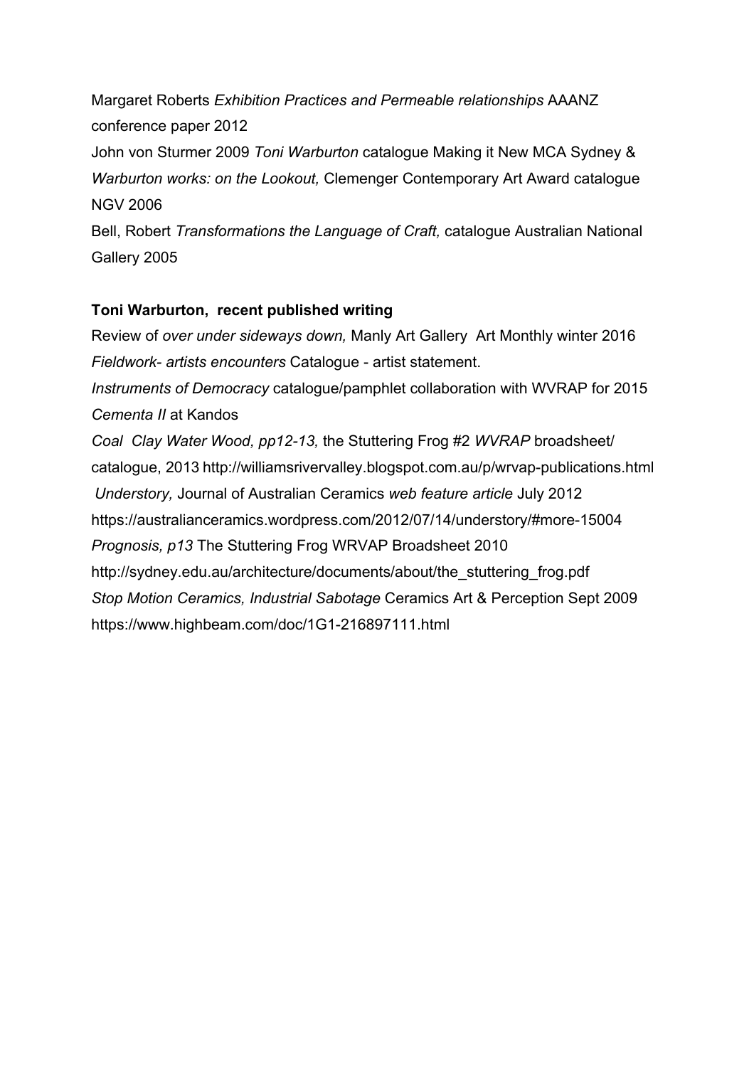Margaret Roberts *Exhibition Practices and Permeable relationships* AAANZ conference paper 2012

John von Sturmer 2009 *Toni Warburton* catalogue Making it New MCA Sydney & *Warburton works: on the Lookout,* Clemenger Contemporary Art Award catalogue NGV 2006

Bell, Robert *Transformations the Language of Craft,* catalogue Australian National Gallery 2005

**Toni Warburton, recent published writing**

Review of *over under sideways down,* Manly Art Gallery Art Monthly winter 2016

*Fieldwork- artists encounters* Catalogue - artist statement.

*Instruments of Democracy* catalogue/pamphlet collaboration with WVRAP for 2015 *Cementa II* at Kandos

*Coal Clay Water Wood, pp12-13,* the Stuttering Frog #2 *WVRAP* broadsheet/ catalogue, 2013 http://williamsrivervalley.blogspot.com.au/p/wrvap-publications.html

*Understory,* Journal of Australian Ceramics *web feature article* July 2012 https://australianceramics.wordpress.com/2012/07/14/understory/#more-15004

*Prognosis, p13* The Stuttering Frog WRVAP Broadsheet 2010 http://sydney.edu.au/architecture/documents/about/the_stuttering_frog.pdf

*Stop Motion Ceramics, Industrial Sabotage* Ceramics Art & Perception Sept 2009 https://www.highbeam.com/doc/1G1-216897111.html